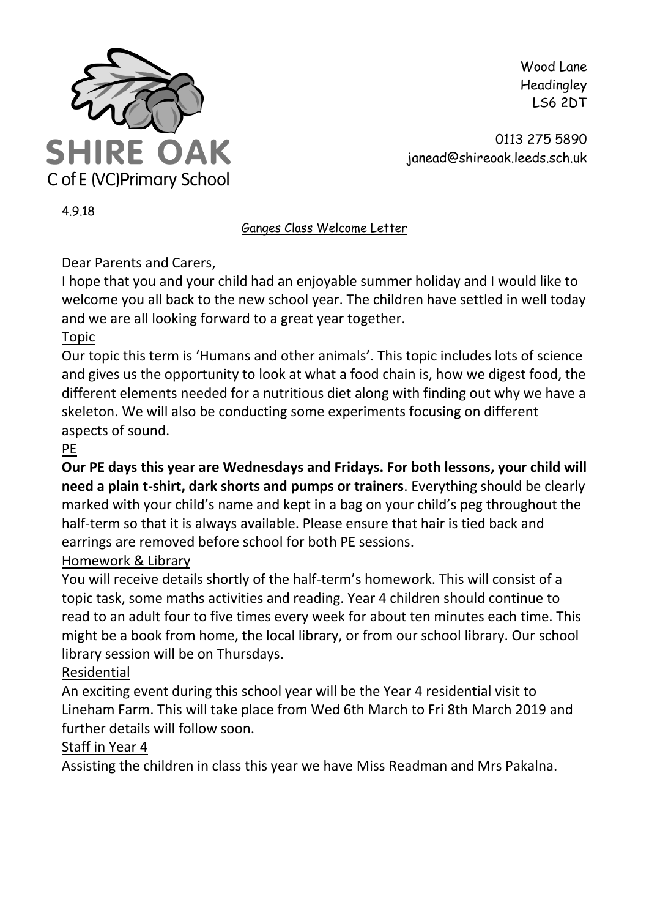**SHIRE OAK**
C of E (VC)Primary School

Wood Lane
Headingley
LS6 2DT

0113 275 5890
janead@shireoak.leeds.sch.uk

4.9.18

## Ganges Class Welcome Letter

Dear Parents and Carers,

I hope that you and your child had an enjoyable summer holiday and I would like to welcome you all back to the new school year. The children have settled in well today and we are all looking forward to a great year together.

### Topic

Our topic this term is 'Humans and other animals'. This topic includes lots of science and gives us the opportunity to look at what a food chain is, how we digest food, the different elements needed for a nutritious diet along with finding out why we have a skeleton. We will also be conducting some experiments focusing on different aspects of sound.

### PE

**Our PE days this year are Wednesdays and Fridays. For both lessons, your child will need a plain t-shirt, dark shorts and pumps or trainers**. Everything should be clearly marked with your child's name and kept in a bag on your child's peg throughout the half-term so that it is always available. Please ensure that hair is tied back and earrings are removed before school for both PE sessions.

### Homework & Library

You will receive details shortly of the half-term's homework. This will consist of a topic task, some maths activities and reading. Year 4 children should continue to read to an adult four to five times every week for about ten minutes each time. This might be a book from home, the local library, or from our school library. Our school library session will be on Thursdays.

### Residential

An exciting event during this school year will be the Year 4 residential visit to Lineham Farm. This will take place from Wed 6th March to Fri 8th March 2019 and further details will follow soon.

### Staff in Year 4

Assisting the children in class this year we have Miss Readman and Mrs Pakalna.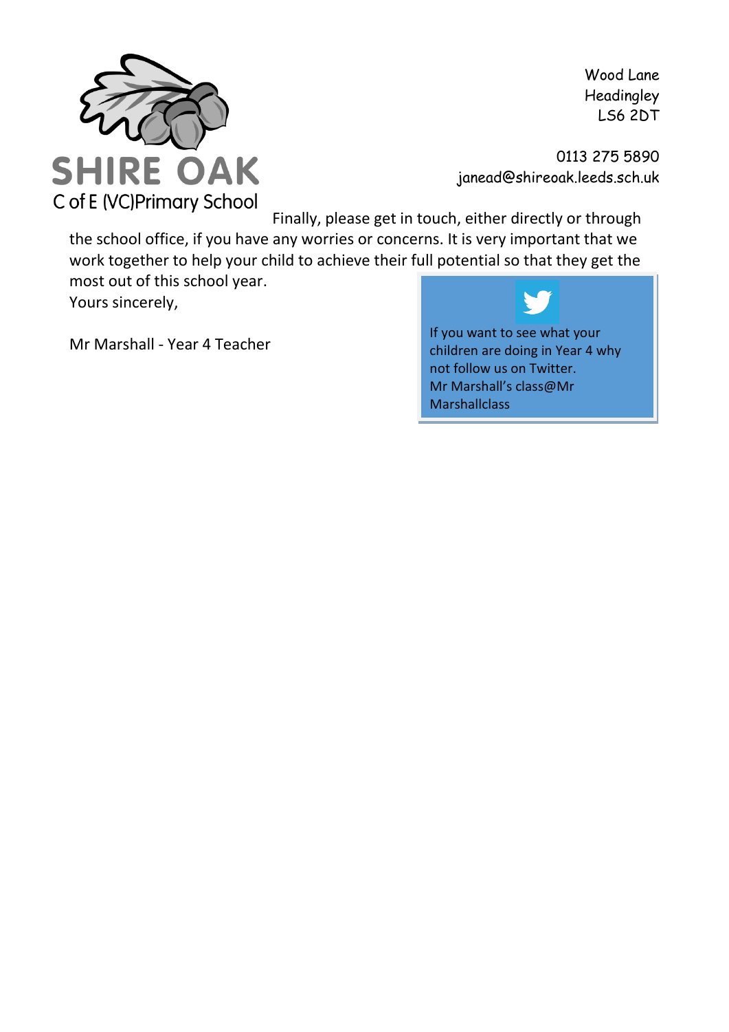SHIRE OAK

C of E (VC)Primary School

Wood Lane
Headingley
LS6 2DT

0113 275 5890
janead@shireoak.leeds.sch.uk

Finally, please get in touch, either directly or through the school office, if you have any worries or concerns. It is very important that we work together to help your child to achieve their full potential so that they get the most out of this school year.

Yours sincerely,

Mr Marshall - Year 4 Teacher

If you want to see what your children are doing in Year 4 why not follow us on Twitter.
Mr Marshall's class@Mr Marshallclass